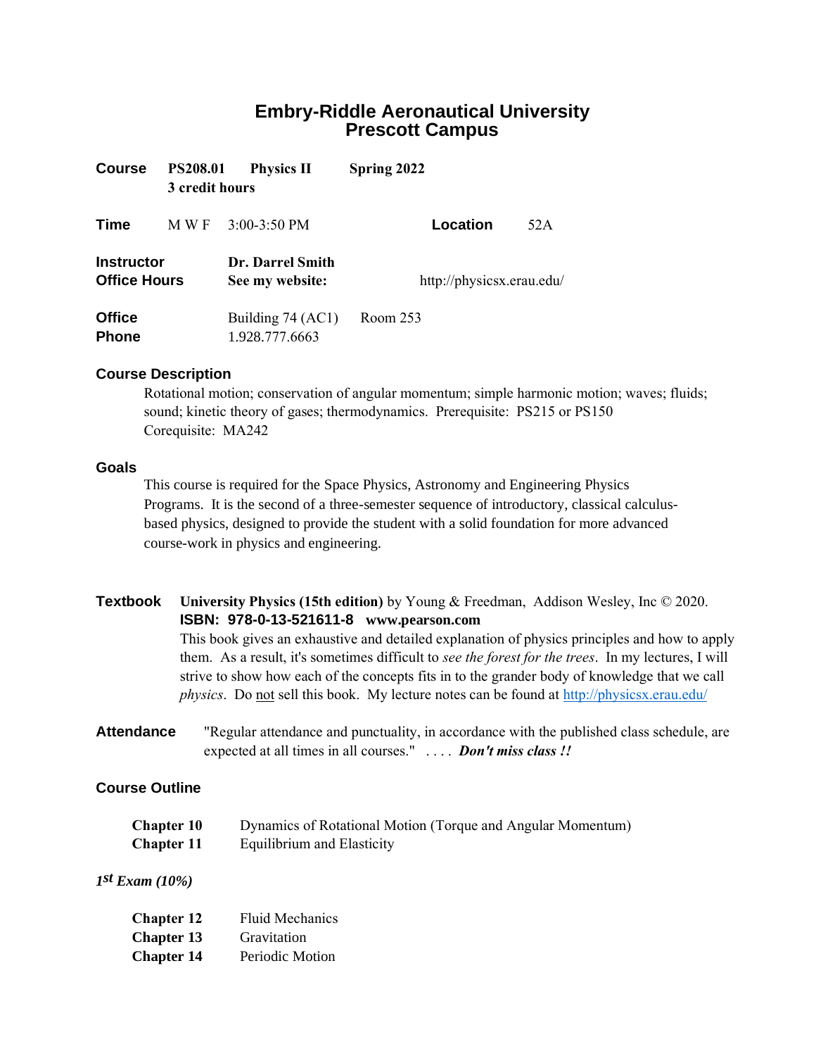# Embry-Riddle Aeronautical University
# Prescott Campus

**Course** **PS208.01** **Physics II** **Spring 2022**
**3 credit hours**

**Time** M W F 3:00-3:50 PM **Location** 52A

**Instructor** **Dr. Darrel Smith**
**Office Hours** **See my website:** http://physicsx.erau.edu/

**Office** Building 74 (AC1) Room 253
**Phone** 1.928.777.6663

## Course Description

Rotational motion; conservation of angular momentum; simple harmonic motion; waves; fluids; sound; kinetic theory of gases; thermodynamics. Prerequisite: PS215 or PS150
Corequisite: MA242

## Goals

This course is required for the Space Physics, Astronomy and Engineering Physics Programs. It is the second of a three-semester sequence of introductory, classical calculus-based physics, designed to provide the student with a solid foundation for more advanced course-work in physics and engineering.

**Textbook** **University Physics (15th edition)** by Young & Freedman, Addison Wesley, Inc © 2020.
**ISBN: 978-0-13-521611-8 www.pearson.com**
This book gives an exhaustive and detailed explanation of physics principles and how to apply them. As a result, it's sometimes difficult to *see the forest for the trees*. In my lectures, I will strive to show how each of the concepts fits in to the grander body of knowledge that we call *physics*. Do not sell this book. My lecture notes can be found at http://physicsx.erau.edu/

**Attendance** "Regular attendance and punctuality, in accordance with the published class schedule, are expected at all times in all courses." . . . . ***Don't miss class !!***

## Course Outline

**Chapter 10** Dynamics of Rotational Motion (Torque and Angular Momentum)
**Chapter 11** Equilibrium and Elasticity

***1st Exam (10%)***

**Chapter 12** Fluid Mechanics
**Chapter 13** Gravitation
**Chapter 14** Periodic Motion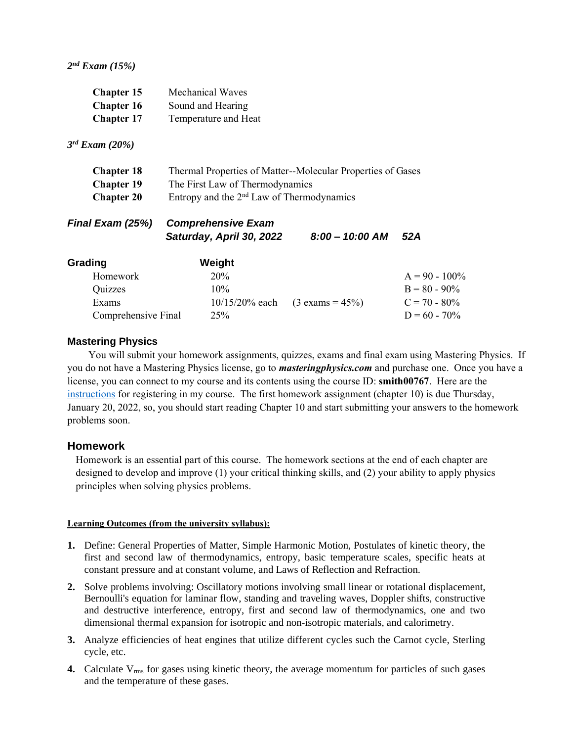***2nd Exam (15%)***

| | |
|---|---|
| **Chapter 15** | Mechanical Waves |
| **Chapter 16** | Sound and Hearing |
| **Chapter 17** | Temperature and Heat |

***3rd Exam (20%)***

| | |
|---|---|
| **Chapter 18** | Thermal Properties of Matter--Molecular Properties of Gases |
| **Chapter 19** | The First Law of Thermodynamics |
| **Chapter 20** | Entropy and the 2nd Law of Thermodynamics |

***Final Exam (25%)*** ***Comprehensive Exam***
***Saturday, April 30, 2022*** ***8:00 – 10:00 AM*** ***52A***

| **Grading** | **Weight** | | |
|---|---|---|---|
| Homework | 20% | | A = 90 - 100% |
| Quizzes | 10% | | B = 80 - 90% |
| Exams | 10/15/20% each | (3 exams = 45%) | C = 70 - 80% |
| Comprehensive Final | 25% | | D = 60 - 70% |

## Mastering Physics

You will submit your homework assignments, quizzes, exams and final exam using Mastering Physics. If you do not have a Mastering Physics license, go to ***masteringphysics.com*** and purchase one. Once you have a license, you can connect to my course and its contents using the course ID: **smith00767**. Here are the instructions for registering in my course. The first homework assignment (chapter 10) is due Thursday, January 20, 2022, so, you should start reading Chapter 10 and start submitting your answers to the homework problems soon.

## Homework

Homework is an essential part of this course. The homework sections at the end of each chapter are designed to develop and improve (1) your critical thinking skills, and (2) your ability to apply physics principles when solving physics problems.

**Learning Outcomes (from the university syllabus):**

1. Define: General Properties of Matter, Simple Harmonic Motion, Postulates of kinetic theory, the first and second law of thermodynamics, entropy, basic temperature scales, specific heats at constant pressure and at constant volume, and Laws of Reflection and Refraction.
2. Solve problems involving: Oscillatory motions involving small linear or rotational displacement, Bernoulli's equation for laminar flow, standing and traveling waves, Doppler shifts, constructive and destructive interference, entropy, first and second law of thermodynamics, one and two dimensional thermal expansion for isotropic and non-isotropic materials, and calorimetry.
3. Analyze efficiencies of heat engines that utilize different cycles such the Carnot cycle, Sterling cycle, etc.
4. Calculate $V_{rms}$ for gases using kinetic theory, the average momentum for particles of such gases and the temperature of these gases.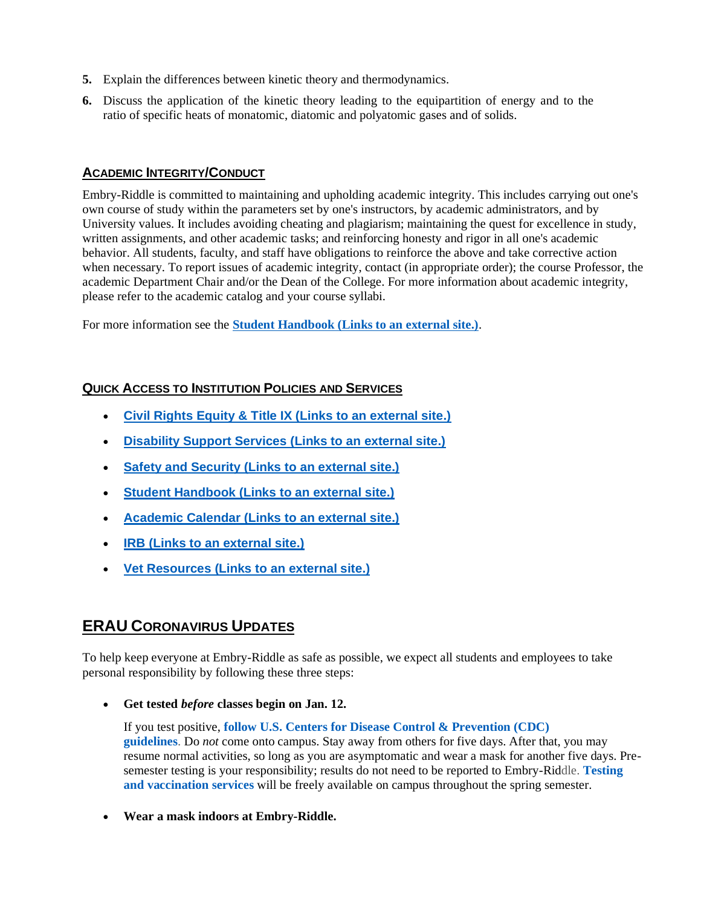5. Explain the differences between kinetic theory and thermodynamics.
6. Discuss the application of the kinetic theory leading to the equipartition of energy and to the ratio of specific heats of monatomic, diatomic and polyatomic gases and of solids.

## ACADEMIC INTEGRITY/CONDUCT

Embry-Riddle is committed to maintaining and upholding academic integrity. This includes carrying out one's own course of study within the parameters set by one's instructors, by academic administrators, and by University values. It includes avoiding cheating and plagiarism; maintaining the quest for excellence in study, written assignments, and other academic tasks; and reinforcing honesty and rigor in all one's academic behavior. All students, faculty, and staff have obligations to reinforce the above and take corrective action when necessary. To report issues of academic integrity, contact (in appropriate order); the course Professor, the academic Department Chair and/or the Dean of the College. For more information about academic integrity, please refer to the academic catalog and your course syllabi.

For more information see the **Student Handbook (Links to an external site.)**.

## QUICK ACCESS TO INSTITUTION POLICIES AND SERVICES

- **Civil Rights Equity & Title IX (Links to an external site.)**
- **Disability Support Services (Links to an external site.)**
- **Safety and Security (Links to an external site.)**
- **Student Handbook (Links to an external site.)**
- **Academic Calendar (Links to an external site.)**
- **IRB (Links to an external site.)**
- **Vet Resources (Links to an external site.)**

# ERAU CORONAVIRUS UPDATES

To help keep everyone at Embry-Riddle as safe as possible, we expect all students and employees to take personal responsibility by following these three steps:

- **Get tested *before* classes begin on Jan. 12.**

  If you test positive, **follow U.S. Centers for Disease Control & Prevention (CDC) guidelines**. Do *not* come onto campus. Stay away from others for five days. After that, you may resume normal activities, so long as you are asymptomatic and wear a mask for another five days. Pre-semester testing is your responsibility; results do not need to be reported to Embry-Riddle. **Testing and vaccination services** will be freely available on campus throughout the spring semester.

- **Wear a mask indoors at Embry-Riddle.**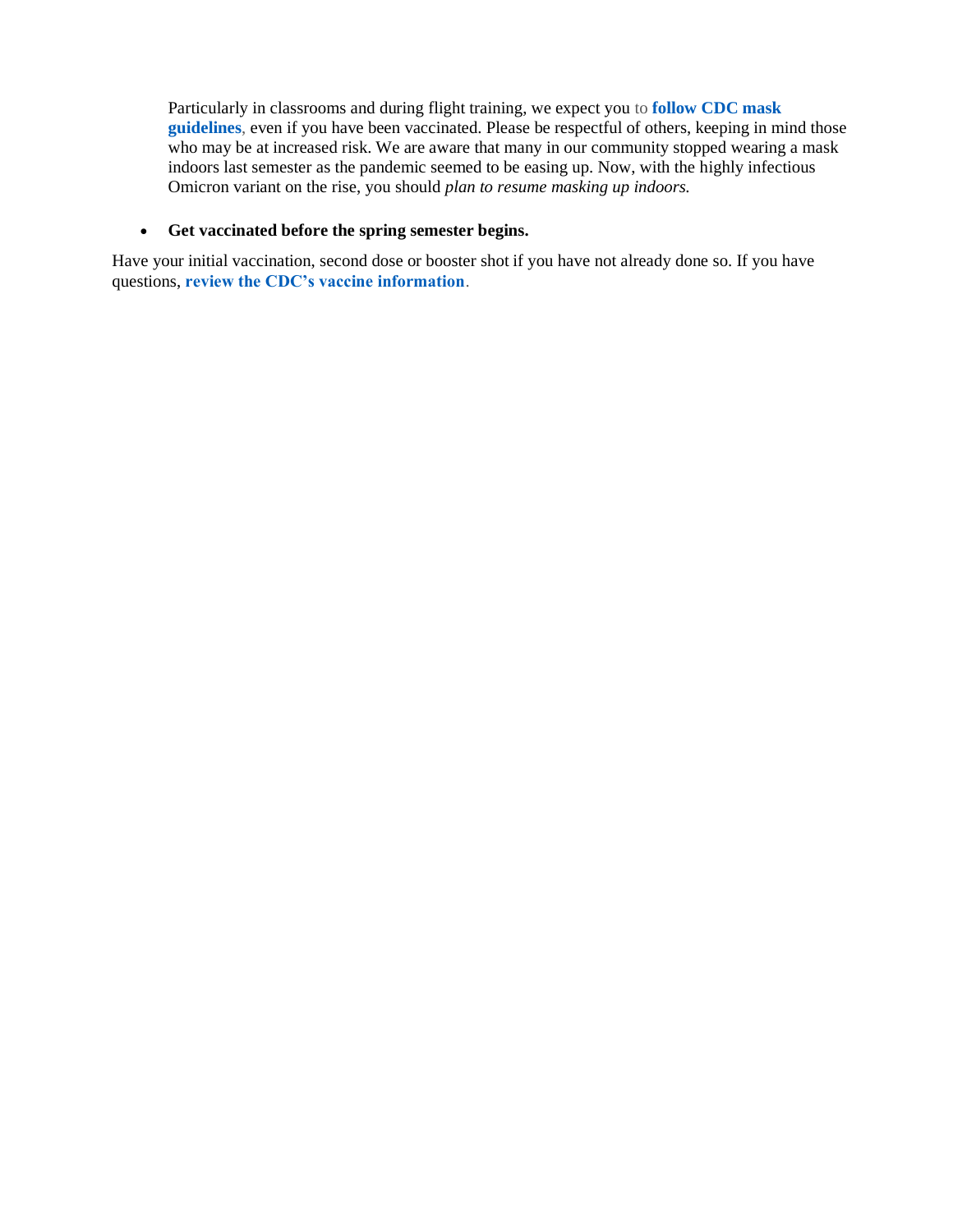Particularly in classrooms and during flight training, we expect you to **follow CDC mask guidelines**, even if you have been vaccinated. Please be respectful of others, keeping in mind those who may be at increased risk. We are aware that many in our community stopped wearing a mask indoors last semester as the pandemic seemed to be easing up. Now, with the highly infectious Omicron variant on the rise, you should *plan to resume masking up indoors.*

- **Get vaccinated before the spring semester begins.**

Have your initial vaccination, second dose or booster shot if you have not already done so. If you have questions, **review the CDC's vaccine information**.